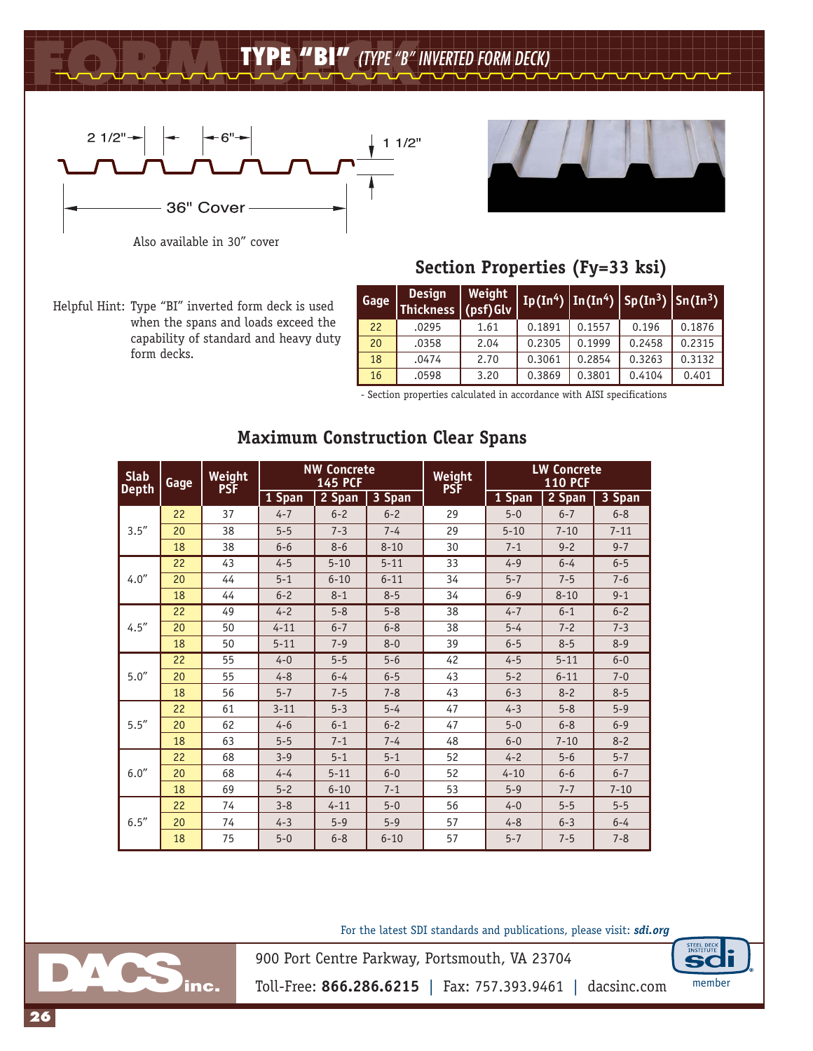# TYPE "BI" *(TYPE "B" INVERTED FORM DECK)*

2 1/2" — 6" — 1 1/2" — 36" Cover

Also available in 30" cover

Helpful Hint: Type "BI" inverted form deck is used when the spans and loads exceed the capability of standard and heavy duty form decks.

## Section Properties (Fy=33 ksi)

| Gage | Design Thickness | Weight (psf)Glv | Ip(In$^4$) | In(In$^4$) | Sp(In$^3$) | Sn(In$^3$) |
|---|---|---|---|---|---|---|
| 22 | .0295 | 1.61 | 0.1891 | 0.1557 | 0.196 | 0.1876 |
| 20 | .0358 | 2.04 | 0.2305 | 0.1999 | 0.2458 | 0.2315 |
| 18 | .0474 | 2.70 | 0.3061 | 0.2854 | 0.3263 | 0.3132 |
| 16 | .0598 | 3.20 | 0.3869 | 0.3801 | 0.4104 | 0.401 |

- Section properties calculated in accordance with AISI specifications

## Maximum Construction Clear Spans

| Slab Depth | Gage | Weight PSF | NW Concrete 145 PCF | | | Weight PSF | LW Concrete 110 PCF | | |
|---|---|---|---|---|---|---|---|---|---|
| | | | 1 Span | 2 Span | 3 Span | | 1 Span | 2 Span | 3 Span |
| 3.5" | 22 | 37 | 4-7 | 6-2 | 6-2 | 29 | 5-0 | 6-7 | 6-8 |
| | 20 | 38 | 5-5 | 7-3 | 7-4 | 29 | 5-10 | 7-10 | 7-11 |
| | 18 | 38 | 6-6 | 8-6 | 8-10 | 30 | 7-1 | 9-2 | 9-7 |
| 4.0" | 22 | 43 | 4-5 | 5-10 | 5-11 | 33 | 4-9 | 6-4 | 6-5 |
| | 20 | 44 | 5-1 | 6-10 | 6-11 | 34 | 5-7 | 7-5 | 7-6 |
| | 18 | 44 | 6-2 | 8-1 | 8-5 | 34 | 6-9 | 8-10 | 9-1 |
| 4.5" | 22 | 49 | 4-2 | 5-8 | 5-8 | 38 | 4-7 | 6-1 | 6-2 |
| | 20 | 50 | 4-11 | 6-7 | 6-8 | 38 | 5-4 | 7-2 | 7-3 |
| | 18 | 50 | 5-11 | 7-9 | 8-0 | 39 | 6-5 | 8-5 | 8-9 |
| 5.0" | 22 | 55 | 4-0 | 5-5 | 5-6 | 42 | 4-5 | 5-11 | 6-0 |
| | 20 | 55 | 4-8 | 6-4 | 6-5 | 43 | 5-2 | 6-11 | 7-0 |
| | 18 | 56 | 5-7 | 7-5 | 7-8 | 43 | 6-3 | 8-2 | 8-5 |
| 5.5" | 22 | 61 | 3-11 | 5-3 | 5-4 | 47 | 4-3 | 5-8 | 5-9 |
| | 20 | 62 | 4-6 | 6-1 | 6-2 | 47 | 5-0 | 6-8 | 6-9 |
| | 18 | 63 | 5-5 | 7-1 | 7-4 | 48 | 6-0 | 7-10 | 8-2 |
| 6.0" | 22 | 68 | 3-9 | 5-1 | 5-1 | 52 | 4-2 | 5-6 | 5-7 |
| | 20 | 68 | 4-4 | 5-11 | 6-0 | 52 | 4-10 | 6-6 | 6-7 |
| | 18 | 69 | 5-2 | 6-10 | 7-1 | 53 | 5-9 | 7-7 | 7-10 |
| 6.5" | 22 | 74 | 3-8 | 4-11 | 5-0 | 56 | 4-0 | 5-5 | 5-5 |
| | 20 | 74 | 4-3 | 5-9 | 5-9 | 57 | 4-8 | 6-3 | 6-4 |
| | 18 | 75 | 5-0 | 6-8 | 6-10 | 57 | 5-7 | 7-5 | 7-8 |

For the latest SDI standards and publications, please visit: ***sdi.org***

DACS inc.

900 Port Centre Parkway, Portsmouth, VA 23704

Toll-Free: **866.286.6215** | Fax: 757.393.9461 | dacsinc.com

SDI member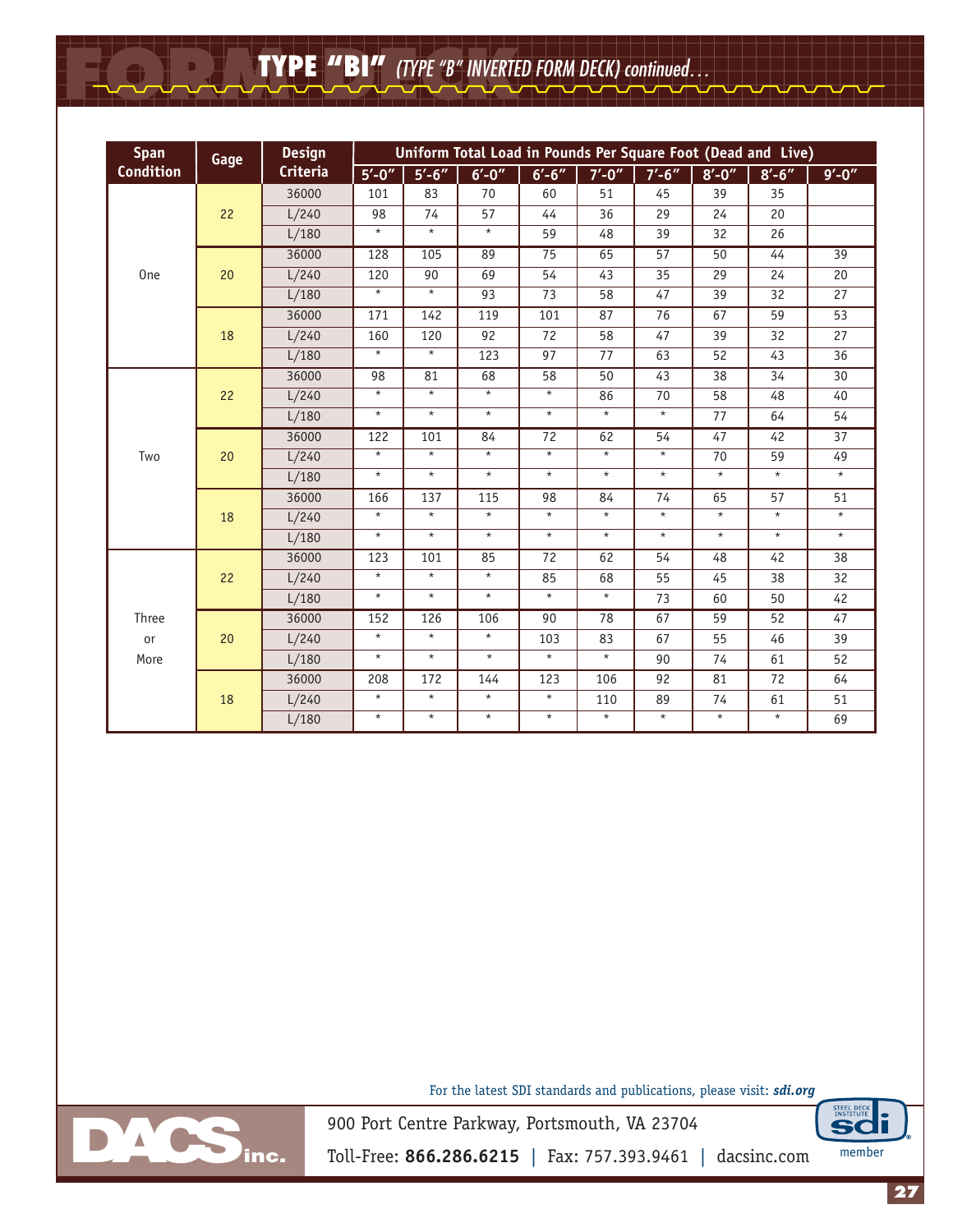## TYPE "BI" *(TYPE "B" INVERTED FORM DECK) continued…*

| Span Condition | Gage | Design Criteria | Uniform Total Load in Pounds Per Square Foot (Dead and Live) | | | | | | | | |
|---|---|---|---|---|---|---|---|---|---|---|---|
| | | | 5′-0″ | 5′-6″ | 6′-0″ | 6′-6″ | 7′-0″ | 7′-6″ | 8′-0″ | 8′-6″ | 9′-0″ |
| One | 22 | 36000 | 101 | 83 | 70 | 60 | 51 | 45 | 39 | 35 | |
| | | L/240 | 98 | 74 | 57 | 44 | 36 | 29 | 24 | 20 | |
| | | L/180 | * | * | * | 59 | 48 | 39 | 32 | 26 | |
| | 20 | 36000 | 128 | 105 | 89 | 75 | 65 | 57 | 50 | 44 | 39 |
| | | L/240 | 120 | 90 | 69 | 54 | 43 | 35 | 29 | 24 | 20 |
| | | L/180 | * | * | 93 | 73 | 58 | 47 | 39 | 32 | 27 |
| | 18 | 36000 | 171 | 142 | 119 | 101 | 87 | 76 | 67 | 59 | 53 |
| | | L/240 | 160 | 120 | 92 | 72 | 58 | 47 | 39 | 32 | 27 |
| | | L/180 | * | * | 123 | 97 | 77 | 63 | 52 | 43 | 36 |
| Two | 22 | 36000 | 98 | 81 | 68 | 58 | 50 | 43 | 38 | 34 | 30 |
| | | L/240 | * | * | * | * | 86 | 70 | 58 | 48 | 40 |
| | | L/180 | * | * | * | * | * | * | 77 | 64 | 54 |
| | 20 | 36000 | 122 | 101 | 84 | 72 | 62 | 54 | 47 | 42 | 37 |
| | | L/240 | * | * | * | * | * | * | 70 | 59 | 49 |
| | | L/180 | * | * | * | * | * | * | * | * | * |
| | 18 | 36000 | 166 | 137 | 115 | 98 | 84 | 74 | 65 | 57 | 51 |
| | | L/240 | * | * | * | * | * | * | * | * | * |
| | | L/180 | * | * | * | * | * | * | * | * | * |
| Three or More | 22 | 36000 | 123 | 101 | 85 | 72 | 62 | 54 | 48 | 42 | 38 |
| | | L/240 | * | * | * | 85 | 68 | 55 | 45 | 38 | 32 |
| | | L/180 | * | * | * | * | * | 73 | 60 | 50 | 42 |
| | 20 | 36000 | 152 | 126 | 106 | 90 | 78 | 67 | 59 | 52 | 47 |
| | | L/240 | * | * | * | 103 | 83 | 67 | 55 | 46 | 39 |
| | | L/180 | * | * | * | * | * | 90 | 74 | 61 | 52 |
| | 18 | 36000 | 208 | 172 | 144 | 123 | 106 | 92 | 81 | 72 | 64 |
| | | L/240 | * | * | * | * | 110 | 89 | 74 | 61 | 51 |
| | | L/180 | * | * | * | * | * | * | * | * | 69 |

For the latest SDI standards and publications, please visit: ***sdi.org***

DACS inc.

900 Port Centre Parkway, Portsmouth, VA 23704

Toll-Free: **866.286.6215** | Fax: 757.393.9461 | dacsinc.com

STEEL DECK INSTITUTE sdi member